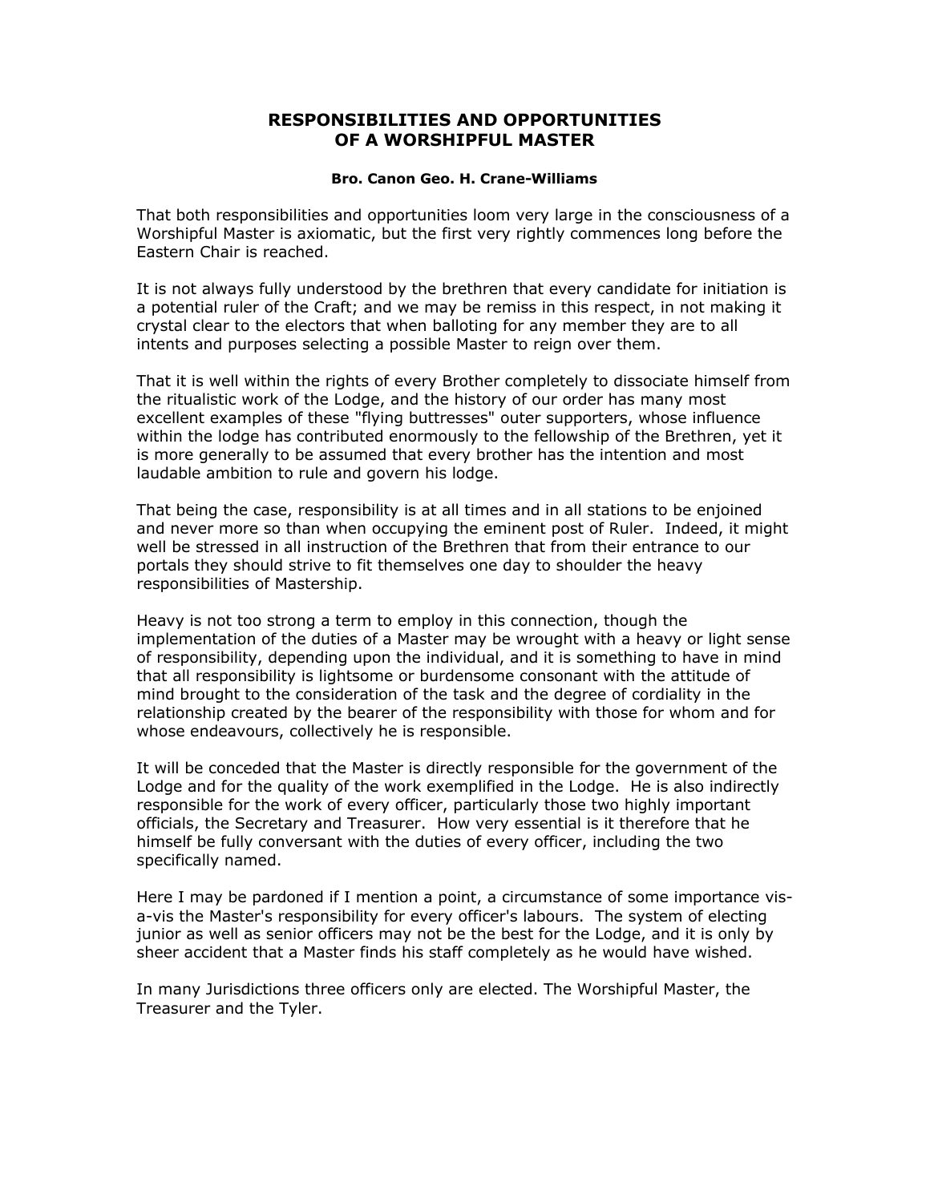# RESPONSIBILITIES AND OPPORTUNITIES OF A WORSHIPFUL MASTER

**Bro. Canon Geo. H. Crane-Williams**

That both responsibilities and opportunities loom very large in the consciousness of a Worshipful Master is axiomatic, but the first very rightly commences long before the Eastern Chair is reached.

It is not always fully understood by the brethren that every candidate for initiation is a potential ruler of the Craft; and we may be remiss in this respect, in not making it crystal clear to the electors that when balloting for any member they are to all intents and purposes selecting a possible Master to reign over them.

That it is well within the rights of every Brother completely to dissociate himself from the ritualistic work of the Lodge, and the history of our order has many most excellent examples of these "flying buttresses" outer supporters, whose influence within the lodge has contributed enormously to the fellowship of the Brethren, yet it is more generally to be assumed that every brother has the intention and most laudable ambition to rule and govern his lodge.

That being the case, responsibility is at all times and in all stations to be enjoined and never more so than when occupying the eminent post of Ruler. Indeed, it might well be stressed in all instruction of the Brethren that from their entrance to our portals they should strive to fit themselves one day to shoulder the heavy responsibilities of Mastership.

Heavy is not too strong a term to employ in this connection, though the implementation of the duties of a Master may be wrought with a heavy or light sense of responsibility, depending upon the individual, and it is something to have in mind that all responsibility is lightsome or burdensome consonant with the attitude of mind brought to the consideration of the task and the degree of cordiality in the relationship created by the bearer of the responsibility with those for whom and for whose endeavours, collectively he is responsible.

It will be conceded that the Master is directly responsible for the government of the Lodge and for the quality of the work exemplified in the Lodge. He is also indirectly responsible for the work of every officer, particularly those two highly important officials, the Secretary and Treasurer. How very essential is it therefore that he himself be fully conversant with the duties of every officer, including the two specifically named.

Here I may be pardoned if I mention a point, a circumstance of some importance vis-a-vis the Master's responsibility for every officer's labours. The system of electing junior as well as senior officers may not be the best for the Lodge, and it is only by sheer accident that a Master finds his staff completely as he would have wished.

In many Jurisdictions three officers only are elected. The Worshipful Master, the Treasurer and the Tyler.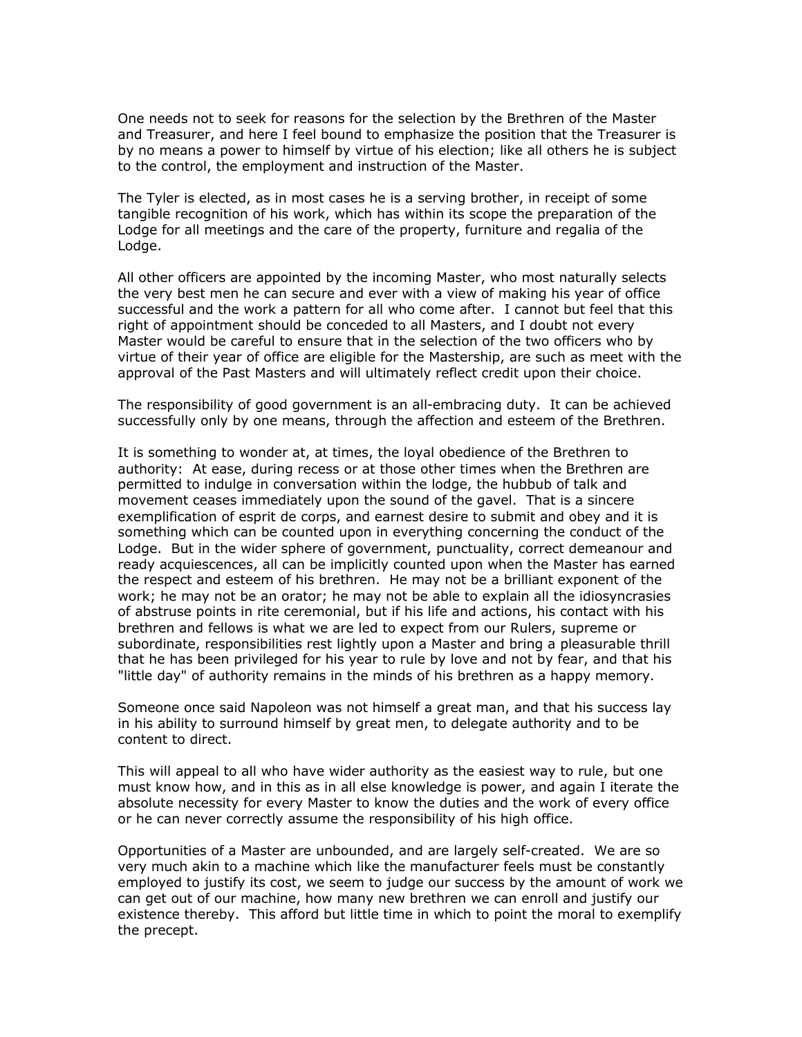One needs not to seek for reasons for the selection by the Brethren of the Master and Treasurer, and here I feel bound to emphasize the position that the Treasurer is by no means a power to himself by virtue of his election; like all others he is subject to the control, the employment and instruction of the Master.

The Tyler is elected, as in most cases he is a serving brother, in receipt of some tangible recognition of his work, which has within its scope the preparation of the Lodge for all meetings and the care of the property, furniture and regalia of the Lodge.

All other officers are appointed by the incoming Master, who most naturally selects the very best men he can secure and ever with a view of making his year of office successful and the work a pattern for all who come after. I cannot but feel that this right of appointment should be conceded to all Masters, and I doubt not every Master would be careful to ensure that in the selection of the two officers who by virtue of their year of office are eligible for the Mastership, are such as meet with the approval of the Past Masters and will ultimately reflect credit upon their choice.

The responsibility of good government is an all-embracing duty. It can be achieved successfully only by one means, through the affection and esteem of the Brethren.

It is something to wonder at, at times, the loyal obedience of the Brethren to authority: At ease, during recess or at those other times when the Brethren are permitted to indulge in conversation within the lodge, the hubbub of talk and movement ceases immediately upon the sound of the gavel. That is a sincere exemplification of esprit de corps, and earnest desire to submit and obey and it is something which can be counted upon in everything concerning the conduct of the Lodge. But in the wider sphere of government, punctuality, correct demeanour and ready acquiescences, all can be implicitly counted upon when the Master has earned the respect and esteem of his brethren. He may not be a brilliant exponent of the work; he may not be an orator; he may not be able to explain all the idiosyncrasies of abstruse points in rite ceremonial, but if his life and actions, his contact with his brethren and fellows is what we are led to expect from our Rulers, supreme or subordinate, responsibilities rest lightly upon a Master and bring a pleasurable thrill that he has been privileged for his year to rule by love and not by fear, and that his "little day" of authority remains in the minds of his brethren as a happy memory.

Someone once said Napoleon was not himself a great man, and that his success lay in his ability to surround himself by great men, to delegate authority and to be content to direct.

This will appeal to all who have wider authority as the easiest way to rule, but one must know how, and in this as in all else knowledge is power, and again I iterate the absolute necessity for every Master to know the duties and the work of every office or he can never correctly assume the responsibility of his high office.

Opportunities of a Master are unbounded, and are largely self-created. We are so very much akin to a machine which like the manufacturer feels must be constantly employed to justify its cost, we seem to judge our success by the amount of work we can get out of our machine, how many new brethren we can enroll and justify our existence thereby. This afford but little time in which to point the moral to exemplify the precept.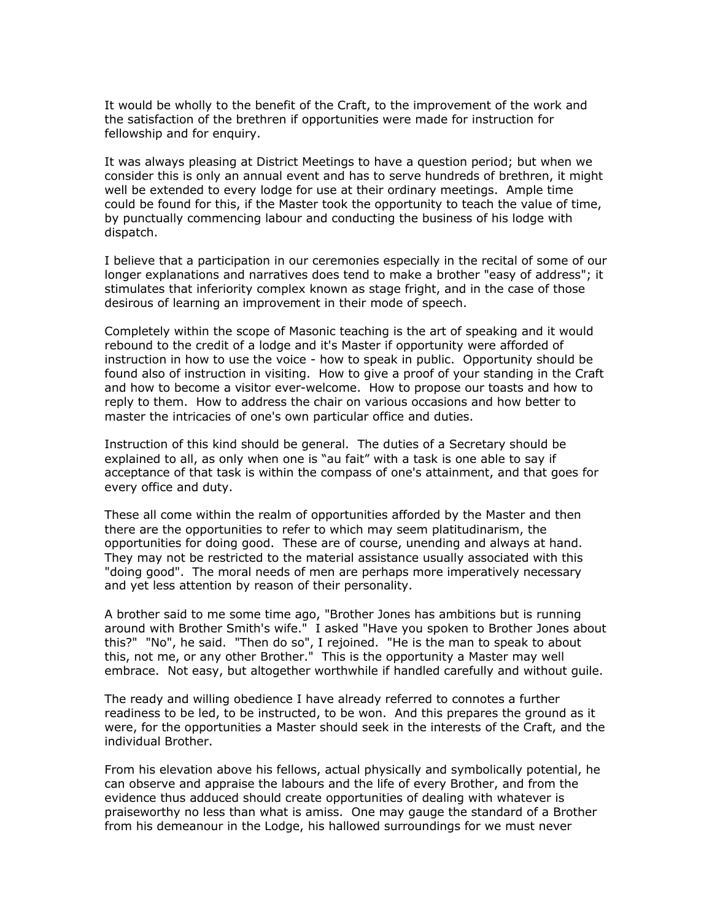It would be wholly to the benefit of the Craft, to the improvement of the work and the satisfaction of the brethren if opportunities were made for instruction for fellowship and for enquiry.

It was always pleasing at District Meetings to have a question period; but when we consider this is only an annual event and has to serve hundreds of brethren, it might well be extended to every lodge for use at their ordinary meetings. Ample time could be found for this, if the Master took the opportunity to teach the value of time, by punctually commencing labour and conducting the business of his lodge with dispatch.

I believe that a participation in our ceremonies especially in the recital of some of our longer explanations and narratives does tend to make a brother "easy of address"; it stimulates that inferiority complex known as stage fright, and in the case of those desirous of learning an improvement in their mode of speech.

Completely within the scope of Masonic teaching is the art of speaking and it would rebound to the credit of a lodge and it's Master if opportunity were afforded of instruction in how to use the voice - how to speak in public. Opportunity should be found also of instruction in visiting. How to give a proof of your standing in the Craft and how to become a visitor ever-welcome. How to propose our toasts and how to reply to them. How to address the chair on various occasions and how better to master the intricacies of one's own particular office and duties.

Instruction of this kind should be general. The duties of a Secretary should be explained to all, as only when one is "au fait" with a task is one able to say if acceptance of that task is within the compass of one's attainment, and that goes for every office and duty.

These all come within the realm of opportunities afforded by the Master and then there are the opportunities to refer to which may seem platitudinarism, the opportunities for doing good. These are of course, unending and always at hand. They may not be restricted to the material assistance usually associated with this "doing good". The moral needs of men are perhaps more imperatively necessary and yet less attention by reason of their personality.

A brother said to me some time ago, "Brother Jones has ambitions but is running around with Brother Smith's wife." I asked "Have you spoken to Brother Jones about this?" "No", he said. "Then do so", I rejoined. "He is the man to speak to about this, not me, or any other Brother." This is the opportunity a Master may well embrace. Not easy, but altogether worthwhile if handled carefully and without guile.

The ready and willing obedience I have already referred to connotes a further readiness to be led, to be instructed, to be won. And this prepares the ground as it were, for the opportunities a Master should seek in the interests of the Craft, and the individual Brother.

From his elevation above his fellows, actual physically and symbolically potential, he can observe and appraise the labours and the life of every Brother, and from the evidence thus adduced should create opportunities of dealing with whatever is praiseworthy no less than what is amiss. One may gauge the standard of a Brother from his demeanour in the Lodge, his hallowed surroundings for we must never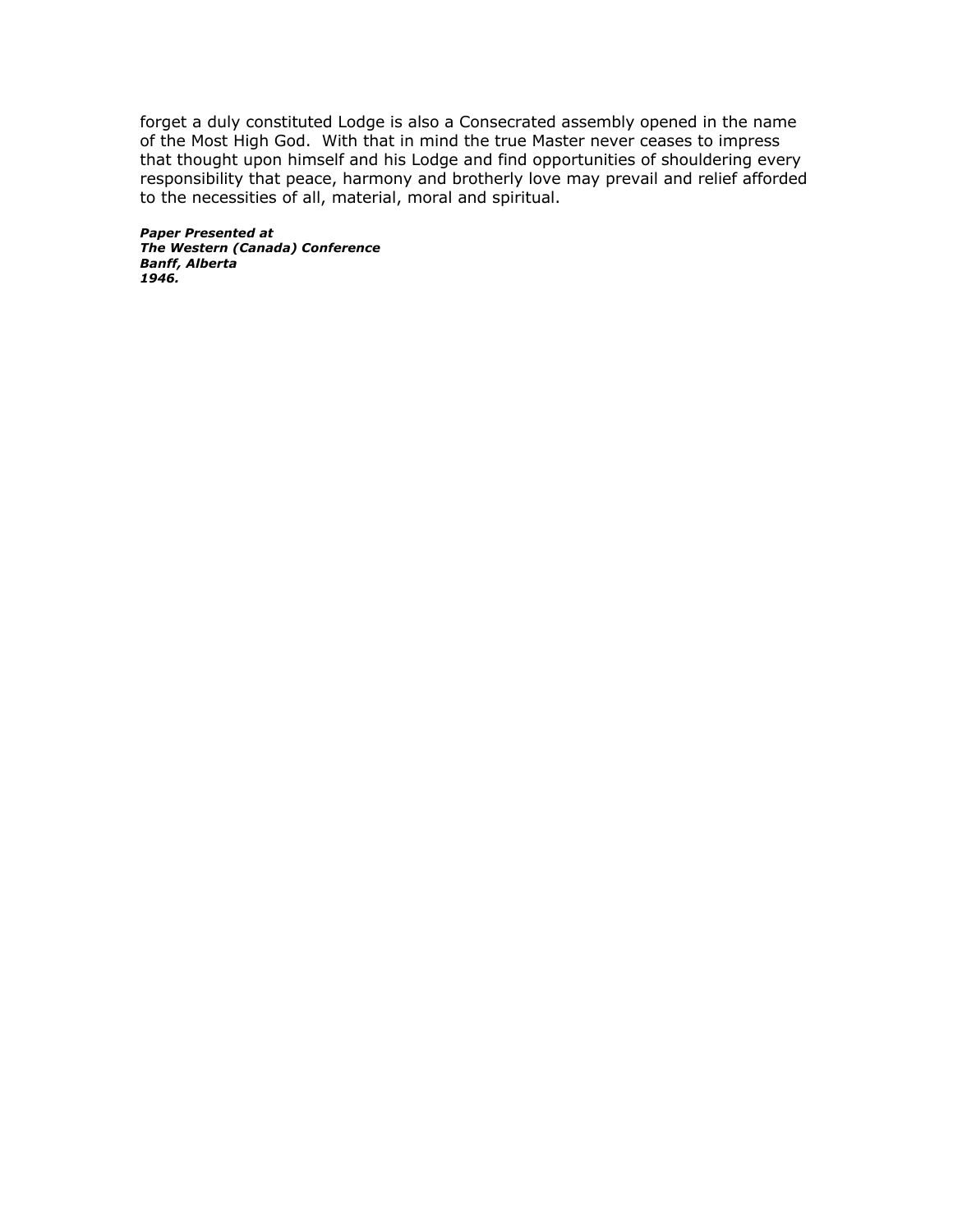forget a duly constituted Lodge is also a Consecrated assembly opened in the name of the Most High God. With that in mind the true Master never ceases to impress that thought upon himself and his Lodge and find opportunities of shouldering every responsibility that peace, harmony and brotherly love may prevail and relief afforded to the necessities of all, material, moral and spiritual.

***Paper Presented at***
***The Western (Canada) Conference***
***Banff, Alberta***
***1946.***